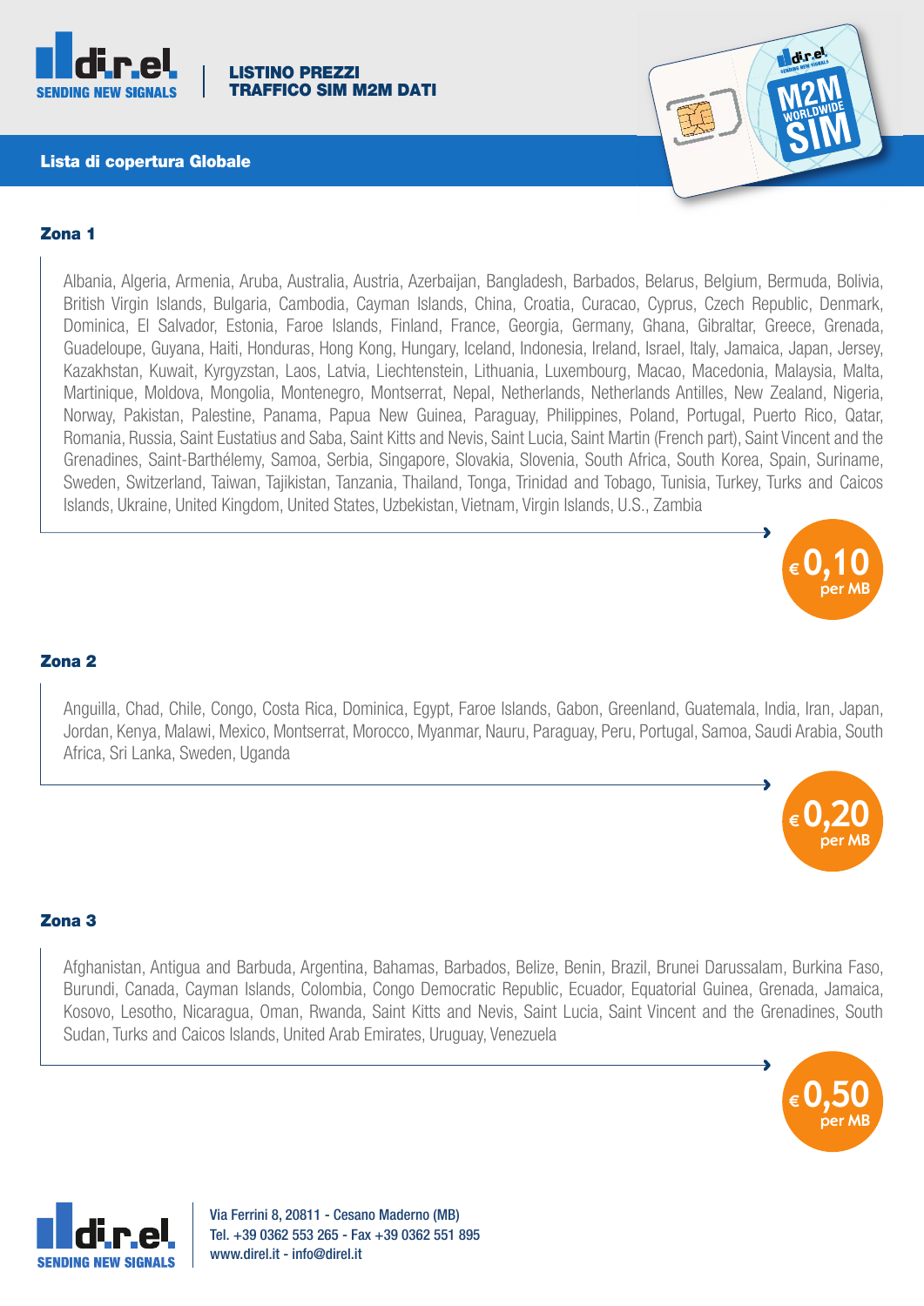**di.r.el** SENDING NEW SIGNALS

# LISTINO PREZZI TRAFFICO SIM M2M DATI

## Lista di copertura Globale

### Zona 1

Albania, Algeria, Armenia, Aruba, Australia, Austria, Azerbaijan, Bangladesh, Barbados, Belarus, Belgium, Bermuda, Bolivia, British Virgin Islands, Bulgaria, Cambodia, Cayman Islands, China, Croatia, Curacao, Cyprus, Czech Republic, Denmark, Dominica, El Salvador, Estonia, Faroe Islands, Finland, France, Georgia, Germany, Ghana, Gibraltar, Greece, Grenada, Guadeloupe, Guyana, Haiti, Honduras, Hong Kong, Hungary, Iceland, Indonesia, Ireland, Israel, Italy, Jamaica, Japan, Jersey, Kazakhstan, Kuwait, Kyrgyzstan, Laos, Latvia, Liechtenstein, Lithuania, Luxembourg, Macao, Macedonia, Malaysia, Malta, Martinique, Moldova, Mongolia, Montenegro, Montserrat, Nepal, Netherlands, Netherlands Antilles, New Zealand, Nigeria, Norway, Pakistan, Palestine, Panama, Papua New Guinea, Paraguay, Philippines, Poland, Portugal, Puerto Rico, Qatar, Romania, Russia, Saint Eustatius and Saba, Saint Kitts and Nevis, Saint Lucia, Saint Martin (French part), Saint Vincent and the Grenadines, Saint-Barthélemy, Samoa, Serbia, Singapore, Slovakia, Slovenia, South Africa, South Korea, Spain, Suriname, Sweden, Switzerland, Taiwan, Tajikistan, Tanzania, Thailand, Tonga, Trinidad and Tobago, Tunisia, Turkey, Turks and Caicos Islands, Ukraine, United Kingdom, United States, Uzbekistan, Vietnam, Virgin Islands, U.S., Zambia

**€ 0,10 per MB**

### Zona 2

Anguilla, Chad, Chile, Congo, Costa Rica, Dominica, Egypt, Faroe Islands, Gabon, Greenland, Guatemala, India, Iran, Japan, Jordan, Kenya, Malawi, Mexico, Montserrat, Morocco, Myanmar, Nauru, Paraguay, Peru, Portugal, Samoa, Saudi Arabia, South Africa, Sri Lanka, Sweden, Uganda

**€ 0,20 per MB**

### Zona 3

Afghanistan, Antigua and Barbuda, Argentina, Bahamas, Barbados, Belize, Benin, Brazil, Brunei Darussalam, Burkina Faso, Burundi, Canada, Cayman Islands, Colombia, Congo Democratic Republic, Ecuador, Equatorial Guinea, Grenada, Jamaica, Kosovo, Lesotho, Nicaragua, Oman, Rwanda, Saint Kitts and Nevis, Saint Lucia, Saint Vincent and the Grenadines, South Sudan, Turks and Caicos Islands, United Arab Emirates, Uruguay, Venezuela

**€ 0,50 per MB**

**di.r.el** SENDING NEW SIGNALS

Via Ferrini 8, 20811 - Cesano Maderno (MB)
Tel. +39 0362 553 265 - Fax +39 0362 551 895
www.direl.it - info@direl.it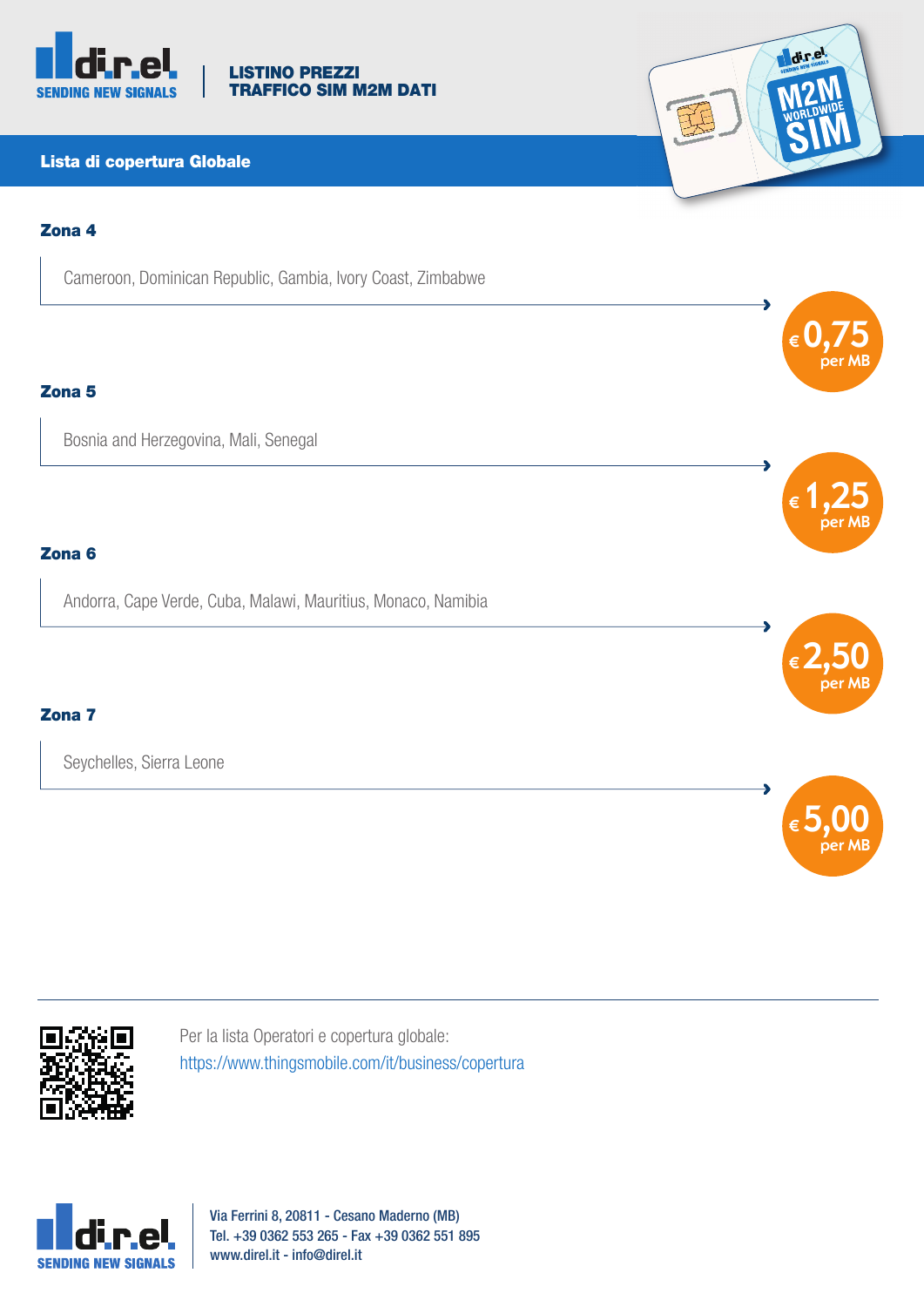# LISTINO PREZZI TRAFFICO SIM M2M DATI

## Lista di copertura Globale

### Zona 4

Cameroon, Dominican Republic, Gambia, Ivory Coast, Zimbabwe

**€ 0,75 per MB**

### Zona 5

Bosnia and Herzegovina, Mali, Senegal

**€ 1,25 per MB**

### Zona 6

Andorra, Cape Verde, Cuba, Malawi, Mauritius, Monaco, Namibia

**€ 2,50 per MB**

### Zona 7

Seychelles, Sierra Leone

**€ 5,00 per MB**

---

Per la lista Operatori e copertura globale:
https://www.thingsmobile.com/it/business/copertura

di.r.el SENDING NEW SIGNALS

Via Ferrini 8, 20811 - Cesano Maderno (MB)
Tel. +39 0362 553 265 - Fax +39 0362 551 895
www.direl.it - info@direl.it